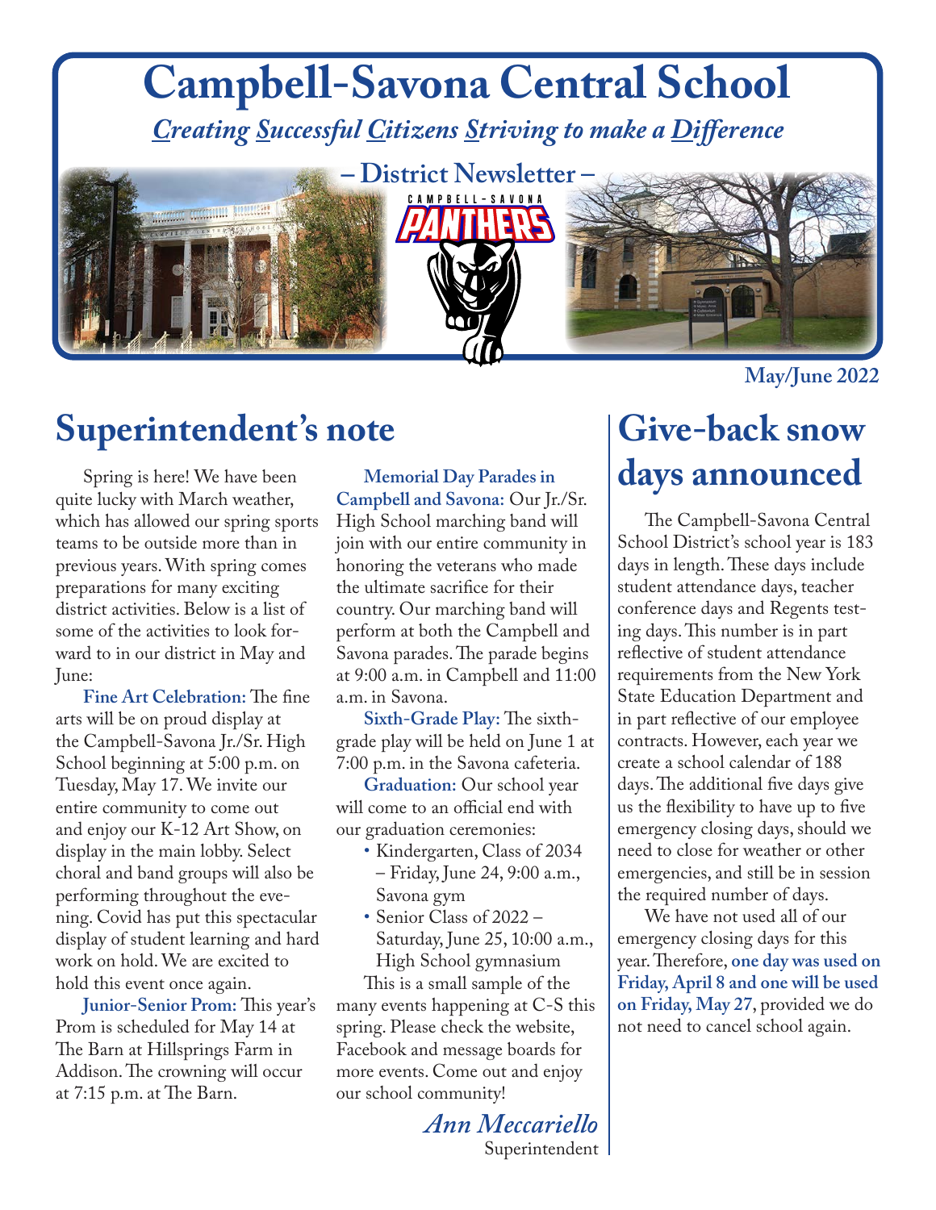# Campbell-Savona Central School

*Creating Successful Citizens Striving to make a Difference*

– District Newsletter –

May/June 2022

## Superintendent's note

Spring is here! We have been quite lucky with March weather, which has allowed our spring sports teams to be outside more than in previous years. With spring comes preparations for many exciting district activities. Below is a list of some of the activities to look forward to in our district in May and June:

**Fine Art Celebration:** The fine arts will be on proud display at the Campbell-Savona Jr./Sr. High School beginning at 5:00 p.m. on Tuesday, May 17. We invite our entire community to come out and enjoy our K-12 Art Show, on display in the main lobby. Select choral and band groups will also be performing throughout the evening. Covid has put this spectacular display of student learning and hard work on hold. We are excited to hold this event once again.

**Junior-Senior Prom:** This year's Prom is scheduled for May 14 at The Barn at Hillsprings Farm in Addison. The crowning will occur at 7:15 p.m. at The Barn.

**Memorial Day Parades in Campbell and Savona:** Our Jr./Sr. High School marching band will join with our entire community in honoring the veterans who made the ultimate sacrifice for their country. Our marching band will perform at both the Campbell and Savona parades. The parade begins at 9:00 a.m. in Campbell and 11:00 a.m. in Savona.

**Sixth-Grade Play:** The sixth-grade play will be held on June 1 at 7:00 p.m. in the Savona cafeteria.

**Graduation:** Our school year will come to an official end with our graduation ceremonies:

- Kindergarten, Class of 2034 – Friday, June 24, 9:00 a.m., Savona gym
- Senior Class of 2022 – Saturday, June 25, 10:00 a.m., High School gymnasium

This is a small sample of the many events happening at C-S this spring. Please check the website, Facebook and message boards for more events. Come out and enjoy our school community!

*Ann Meccariello*
Superintendent

## Give-back snow days announced

The Campbell-Savona Central School District's school year is 183 days in length. These days include student attendance days, teacher conference days and Regents testing days. This number is in part reflective of student attendance requirements from the New York State Education Department and in part reflective of our employee contracts. However, each year we create a school calendar of 188 days. The additional five days give us the flexibility to have up to five emergency closing days, should we need to close for weather or other emergencies, and still be in session the required number of days.

We have not used all of our emergency closing days for this year. Therefore, **one day was used on Friday, April 8 and one will be used on Friday, May 27**, provided we do not need to cancel school again.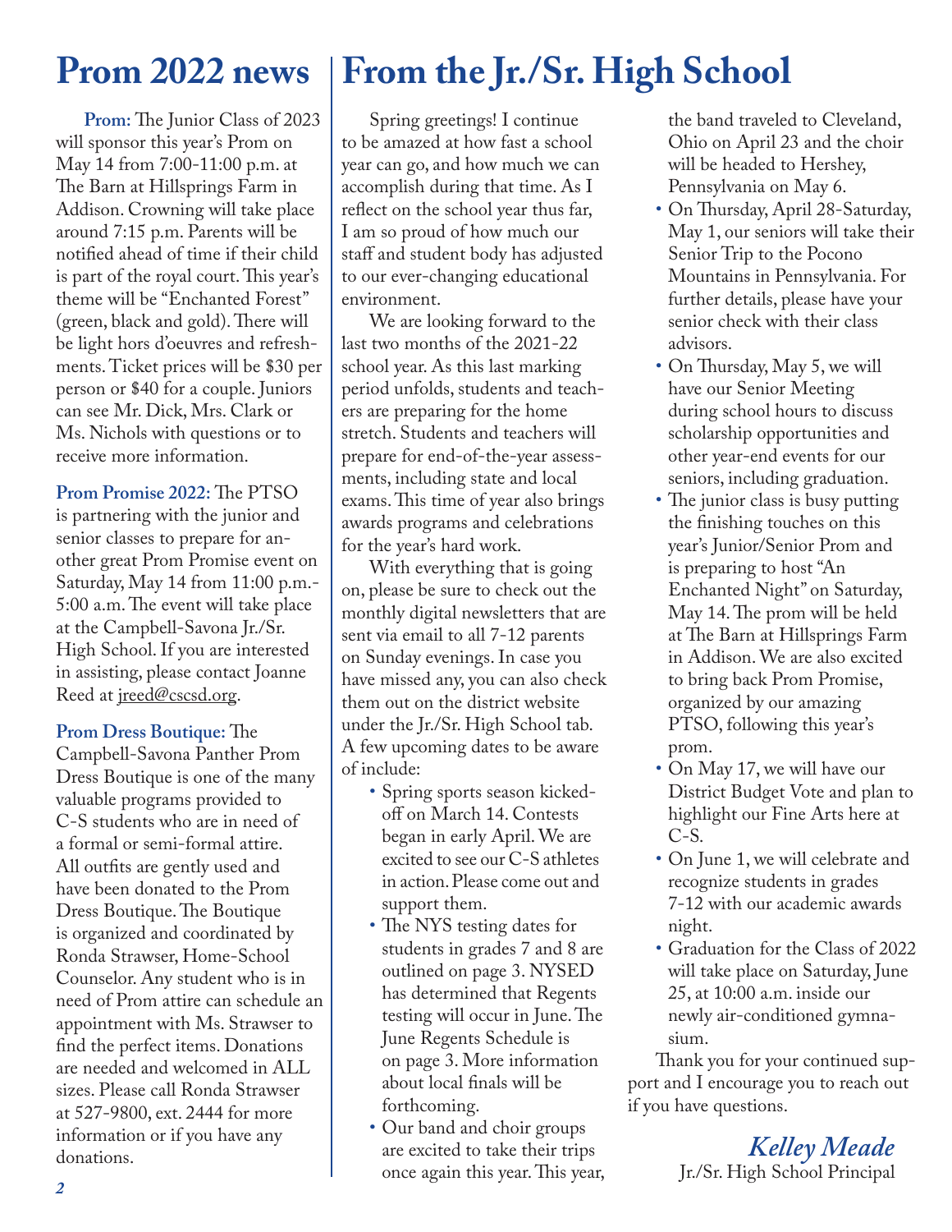# Prom 2022 news

**Prom:** The Junior Class of 2023 will sponsor this year's Prom on May 14 from 7:00-11:00 p.m. at The Barn at Hillsprings Farm in Addison. Crowning will take place around 7:15 p.m. Parents will be notified ahead of time if their child is part of the royal court. This year's theme will be "Enchanted Forest" (green, black and gold). There will be light hors d'oeuvres and refreshments. Ticket prices will be $30 per person or $40 for a couple. Juniors can see Mr. Dick, Mrs. Clark or Ms. Nichols with questions or to receive more information.

**Prom Promise 2022:** The PTSO is partnering with the junior and senior classes to prepare for another great Prom Promise event on Saturday, May 14 from 11:00 p.m.-5:00 a.m. The event will take place at the Campbell-Savona Jr./Sr. High School. If you are interested in assisting, please contact Joanne Reed at jreed@cscsd.org.

**Prom Dress Boutique:** The Campbell-Savona Panther Prom Dress Boutique is one of the many valuable programs provided to C-S students who are in need of a formal or semi-formal attire. All outfits are gently used and have been donated to the Prom Dress Boutique. The Boutique is organized and coordinated by Ronda Strawser, Home-School Counselor. Any student who is in need of Prom attire can schedule an appointment with Ms. Strawser to find the perfect items. Donations are needed and welcomed in ALL sizes. Please call Ronda Strawser at 527-9800, ext. 2444 for more information or if you have any donations.

# From the Jr./Sr. High School

Spring greetings! I continue to be amazed at how fast a school year can go, and how much we can accomplish during that time. As I reflect on the school year thus far, I am so proud of how much our staff and student body has adjusted to our ever-changing educational environment.

We are looking forward to the last two months of the 2021-22 school year. As this last marking period unfolds, students and teachers are preparing for the home stretch. Students and teachers will prepare for end-of-the-year assessments, including state and local exams. This time of year also brings awards programs and celebrations for the year's hard work.

With everything that is going on, please be sure to check out the monthly digital newsletters that are sent via email to all 7-12 parents on Sunday evenings. In case you have missed any, you can also check them out on the district website under the Jr./Sr. High School tab. A few upcoming dates to be aware of include:

- Spring sports season kicked-off on March 14. Contests began in early April. We are excited to see our C-S athletes in action. Please come out and support them.
- The NYS testing dates for students in grades 7 and 8 are outlined on page 3. NYSED has determined that Regents testing will occur in June. The June Regents Schedule is on page 3. More information about local finals will be forthcoming.
- Our band and choir groups are excited to take their trips once again this year. This year, the band traveled to Cleveland, Ohio on April 23 and the choir will be headed to Hershey, Pennsylvania on May 6.
- On Thursday, April 28-Saturday, May 1, our seniors will take their Senior Trip to the Pocono Mountains in Pennsylvania. For further details, please have your senior check with their class advisors.
- On Thursday, May 5, we will have our Senior Meeting during school hours to discuss scholarship opportunities and other year-end events for our seniors, including graduation.
- The junior class is busy putting the finishing touches on this year's Junior/Senior Prom and is preparing to host "An Enchanted Night" on Saturday, May 14. The prom will be held at The Barn at Hillsprings Farm in Addison. We are also excited to bring back Prom Promise, organized by our amazing PTSO, following this year's prom.
- On May 17, we will have our District Budget Vote and plan to highlight our Fine Arts here at C-S.
- On June 1, we will celebrate and recognize students in grades 7-12 with our academic awards night.
- Graduation for the Class of 2022 will take place on Saturday, June 25, at 10:00 a.m. inside our newly air-conditioned gymnasium.

Thank you for your continued support and I encourage you to reach out if you have questions.

*Kelley Meade*
Jr./Sr. High School Principal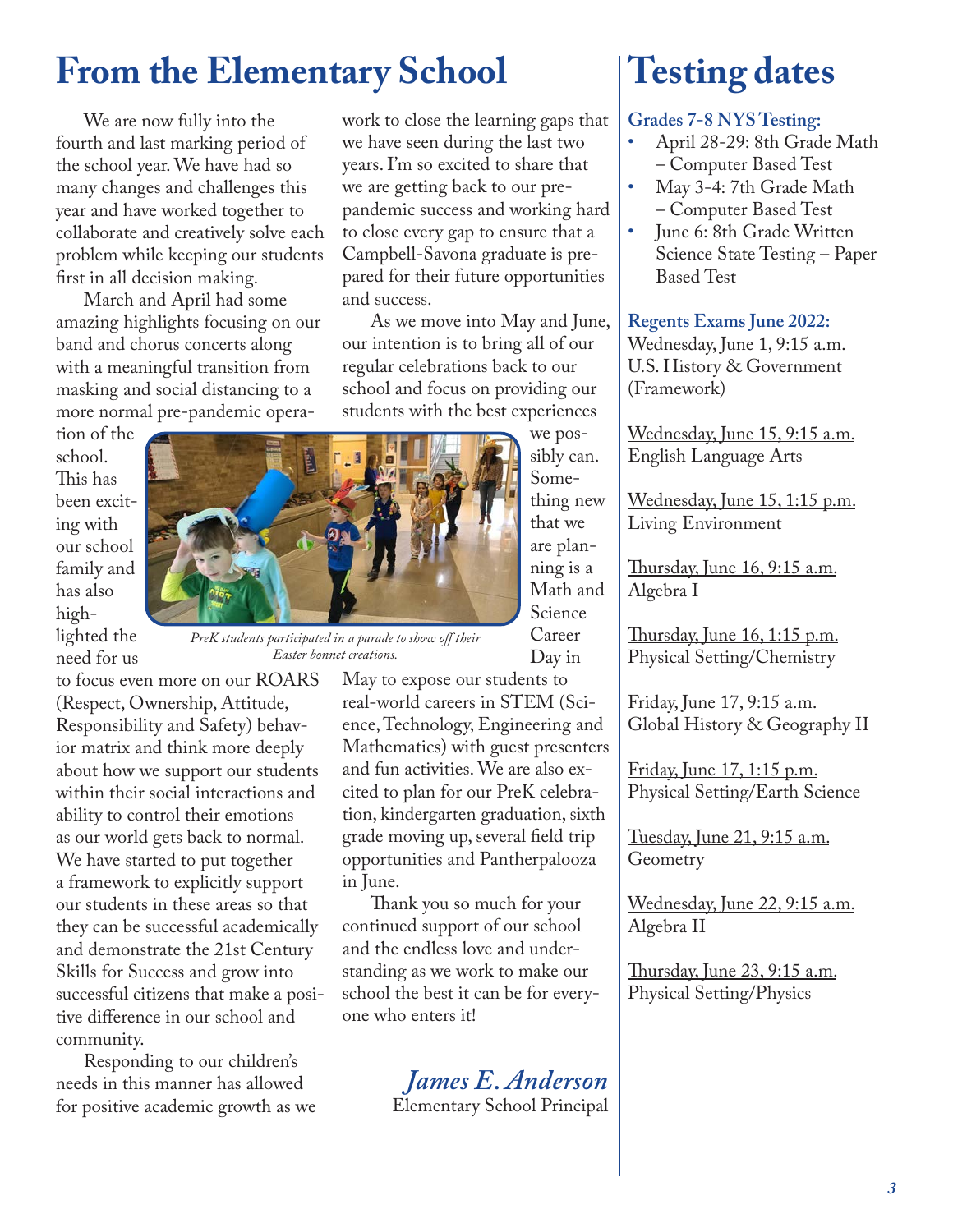# From the Elementary School

We are now fully into the fourth and last marking period of the school year. We have had so many changes and challenges this year and have worked together to collaborate and creatively solve each problem while keeping our students first in all decision making.

March and April had some amazing highlights focusing on our band and chorus concerts along with a meaningful transition from masking and social distancing to a more normal pre-pandemic operation of the school. This has been exciting with our school family and has also highlighted the need for us to focus even more on our ROARS (Respect, Ownership, Attitude, Responsibility and Safety) behavior matrix and think more deeply about how we support our students within their social interactions and ability to control their emotions as our world gets back to normal. We have started to put together a framework to explicitly support our students in these areas so that they can be successful academically and demonstrate the 21st Century Skills for Success and grow into successful citizens that make a positive difference in our school and community.

Responding to our children's needs in this manner has allowed for positive academic growth as we work to close the learning gaps that we have seen during the last two years. I'm so excited to share that we are getting back to our pre-pandemic success and working hard to close every gap to ensure that a Campbell-Savona graduate is prepared for their future opportunities and success.

As we move into May and June, our intention is to bring all of our regular celebrations back to our school and focus on providing our students with the best experiences we possibly can. Something new that we are planning is a Math and Science Career Day in May to expose our students to real-world careers in STEM (Science, Technology, Engineering and Mathematics) with guest presenters and fun activities. We are also excited to plan for our PreK celebration, kindergarten graduation, sixth grade moving up, several field trip opportunities and Pantherpalooza in June.

*PreK students participated in a parade to show off their Easter bonnet creations.*

Thank you so much for your continued support of our school and the endless love and understanding as we work to make our school the best it can be for everyone who enters it!

*James E. Anderson*
Elementary School Principal

# Testing dates

**Grades 7-8 NYS Testing:**

- April 28-29: 8th Grade Math – Computer Based Test
- May 3-4: 7th Grade Math – Computer Based Test
- June 6: 8th Grade Written Science State Testing – Paper Based Test

**Regents Exams June 2022:**

Wednesday, June 1, 9:15 a.m.
U.S. History & Government (Framework)

Wednesday, June 15, 9:15 a.m.
English Language Arts

Wednesday, June 15, 1:15 p.m.
Living Environment

Thursday, June 16, 9:15 a.m.
Algebra I

Thursday, June 16, 1:15 p.m.
Physical Setting/Chemistry

Friday, June 17, 9:15 a.m.
Global History & Geography II

Friday, June 17, 1:15 p.m.
Physical Setting/Earth Science

Tuesday, June 21, 9:15 a.m.
Geometry

Wednesday, June 22, 9:15 a.m.
Algebra II

Thursday, June 23, 9:15 a.m.
Physical Setting/Physics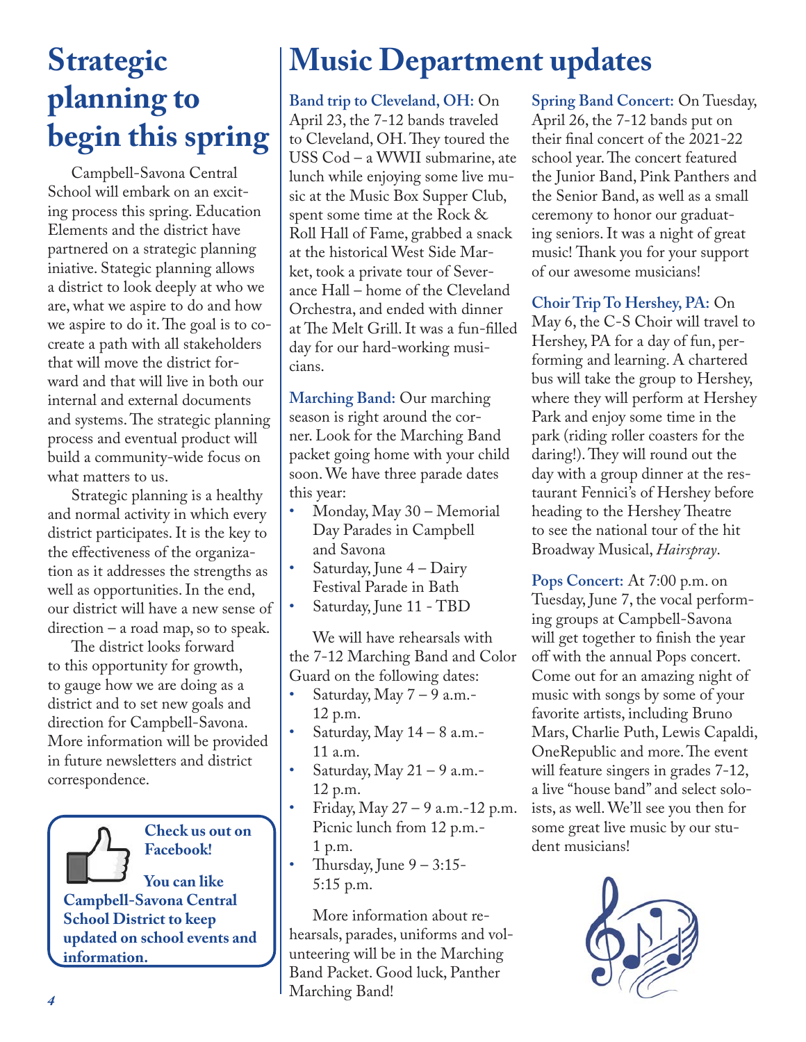# Strategic planning to begin this spring

Campbell-Savona Central School will embark on an exciting process this spring. Education Elements and the district have partnered on a strategic planning iniative. Stategic planning allows a district to look deeply at who we are, what we aspire to do and how we aspire to do it. The goal is to co-create a path with all stakeholders that will move the district forward and that will live in both our internal and external documents and systems. The strategic planning process and eventual product will build a community-wide focus on what matters to us.

Strategic planning is a healthy and normal activity in which every district participates. It is the key to the effectiveness of the organization as it addresses the strengths as well as opportunities. In the end, our district will have a new sense of direction – a road map, so to speak.

The district looks forward to this opportunity for growth, to gauge how we are doing as a district and to set new goals and direction for Campbell-Savona. More information will be provided in future newsletters and district correspondence.

**Check us out on Facebook!**

**You can like Campbell-Savona Central School District to keep updated on school events and information.**

# Music Department updates

**Band trip to Cleveland, OH:** On April 23, the 7-12 bands traveled to Cleveland, OH. They toured the USS Cod – a WWII submarine, ate lunch while enjoying some live music at the Music Box Supper Club, spent some time at the Rock & Roll Hall of Fame, grabbed a snack at the historical West Side Market, took a private tour of Severance Hall – home of the Cleveland Orchestra, and ended with dinner at The Melt Grill. It was a fun-filled day for our hard-working musicians.

**Marching Band:** Our marching season is right around the corner. Look for the Marching Band packet going home with your child soon. We have three parade dates this year:

- Monday, May 30 – Memorial Day Parades in Campbell and Savona
- Saturday, June 4 – Dairy Festival Parade in Bath
- Saturday, June 11 - TBD

We will have rehearsals with the 7-12 Marching Band and Color Guard on the following dates:

- Saturday, May 7 – 9 a.m.-12 p.m.
- Saturday, May 14 – 8 a.m.-11 a.m.
- Saturday, May 21 – 9 a.m.-12 p.m.
- Friday, May 27 – 9 a.m.-12 p.m. Picnic lunch from 12 p.m.-1 p.m.
- Thursday, June 9 – 3:15-5:15 p.m.

More information about rehearsals, parades, uniforms and volunteering will be in the Marching Band Packet. Good luck, Panther Marching Band!

**Spring Band Concert:** On Tuesday, April 26, the 7-12 bands put on their final concert of the 2021-22 school year. The concert featured the Junior Band, Pink Panthers and the Senior Band, as well as a small ceremony to honor our graduating seniors. It was a night of great music! Thank you for your support of our awesome musicians!

**Choir Trip To Hershey, PA:** On May 6, the C-S Choir will travel to Hershey, PA for a day of fun, performing and learning. A chartered bus will take the group to Hershey, where they will perform at Hershey Park and enjoy some time in the park (riding roller coasters for the daring!). They will round out the day with a group dinner at the restaurant Fennici's of Hershey before heading to the Hershey Theatre to see the national tour of the hit Broadway Musical, *Hairspray*.

**Pops Concert:** At 7:00 p.m. on Tuesday, June 7, the vocal performing groups at Campbell-Savona will get together to finish the year off with the annual Pops concert. Come out for an amazing night of music with songs by some of your favorite artists, including Bruno Mars, Charlie Puth, Lewis Capaldi, OneRepublic and more. The event will feature singers in grades 7-12, a live "house band" and select soloists, as well. We'll see you then for some great live music by our student musicians!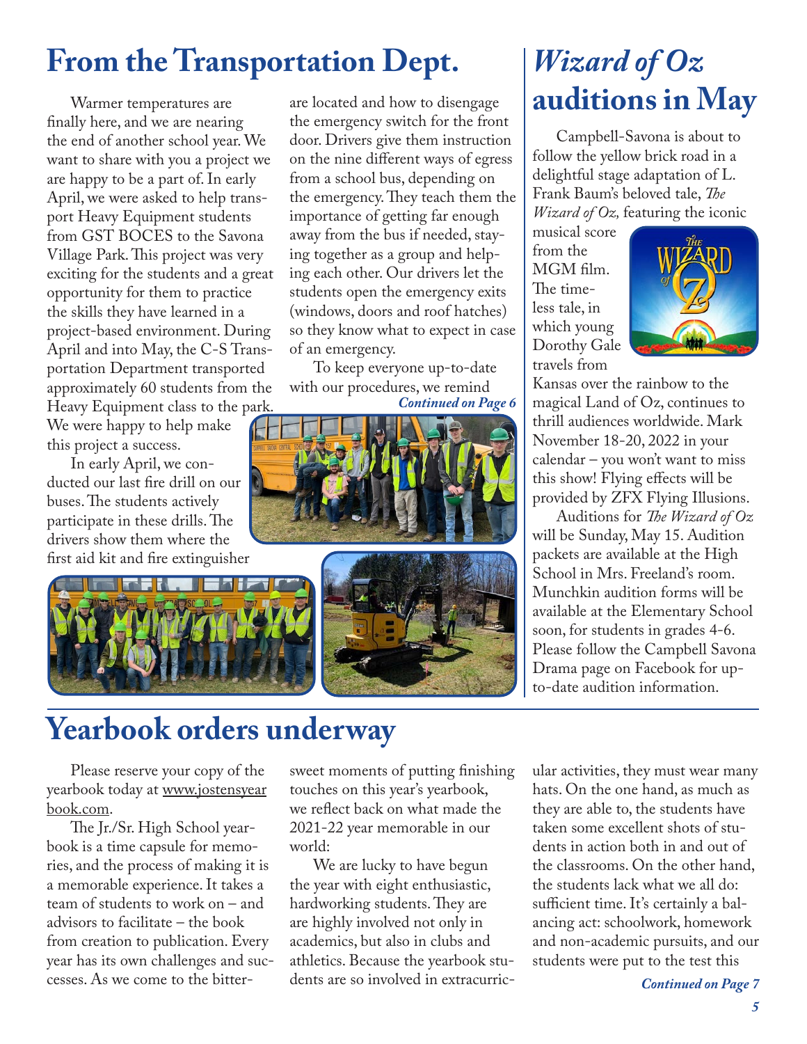# From the Transportation Dept.

Warmer temperatures are finally here, and we are nearing the end of another school year. We want to share with you a project we are happy to be a part of. In early April, we were asked to help transport Heavy Equipment students from GST BOCES to the Savona Village Park. This project was very exciting for the students and a great opportunity for them to practice the skills they have learned in a project-based environment. During April and into May, the C-S Transportation Department transported approximately 60 students from the Heavy Equipment class to the park. We were happy to help make this project a success.

In early April, we conducted our last fire drill on our buses. The students actively participate in these drills. The drivers show them where the first aid kit and fire extinguisher are located and how to disengage the emergency switch for the front door. Drivers give them instruction on the nine different ways of egress from a school bus, depending on the emergency. They teach them the importance of getting far enough away from the bus if needed, staying together as a group and helping each other. Our drivers let the students open the emergency exits (windows, doors and roof hatches) so they know what to expect in case of an emergency.

To keep everyone up-to-date with our procedures, we remind

***Continued on Page 6***

# *Wizard of Oz* auditions in May

Campbell-Savona is about to follow the yellow brick road in a delightful stage adaptation of L. Frank Baum's beloved tale, *The Wizard of Oz,* featuring the iconic musical score from the MGM film. The timeless tale, in which young Dorothy Gale travels from Kansas over the rainbow to the magical Land of Oz, continues to thrill audiences worldwide. Mark November 18-20, 2022 in your calendar – you won't want to miss this show! Flying effects will be provided by ZFX Flying Illusions.

Auditions for *The Wizard of Oz* will be Sunday, May 15. Audition packets are available at the High School in Mrs. Freeland's room. Munchkin audition forms will be available at the Elementary School soon, for students in grades 4-6. Please follow the Campbell Savona Drama page on Facebook for up-to-date audition information.

# Yearbook orders underway

Please reserve your copy of the yearbook today at www.jostensyearbook.com.

The Jr./Sr. High School yearbook is a time capsule for memories, and the process of making it is a memorable experience. It takes a team of students to work on – and advisors to facilitate – the book from creation to publication. Every year has its own challenges and successes. As we come to the bittersweet moments of putting finishing touches on this year's yearbook, we reflect back on what made the 2021-22 year memorable in our world:

We are lucky to have begun the year with eight enthusiastic, hardworking students. They are are highly involved not only in academics, but also in clubs and athletics. Because the yearbook students are so involved in extracurricular activities, they must wear many hats. On the one hand, as much as they are able to, the students have taken some excellent shots of students in action both in and out of the classrooms. On the other hand, the students lack what we all do: sufficient time. It's certainly a balancing act: schoolwork, homework and non-academic pursuits, and our students were put to the test this

***Continued on Page 7***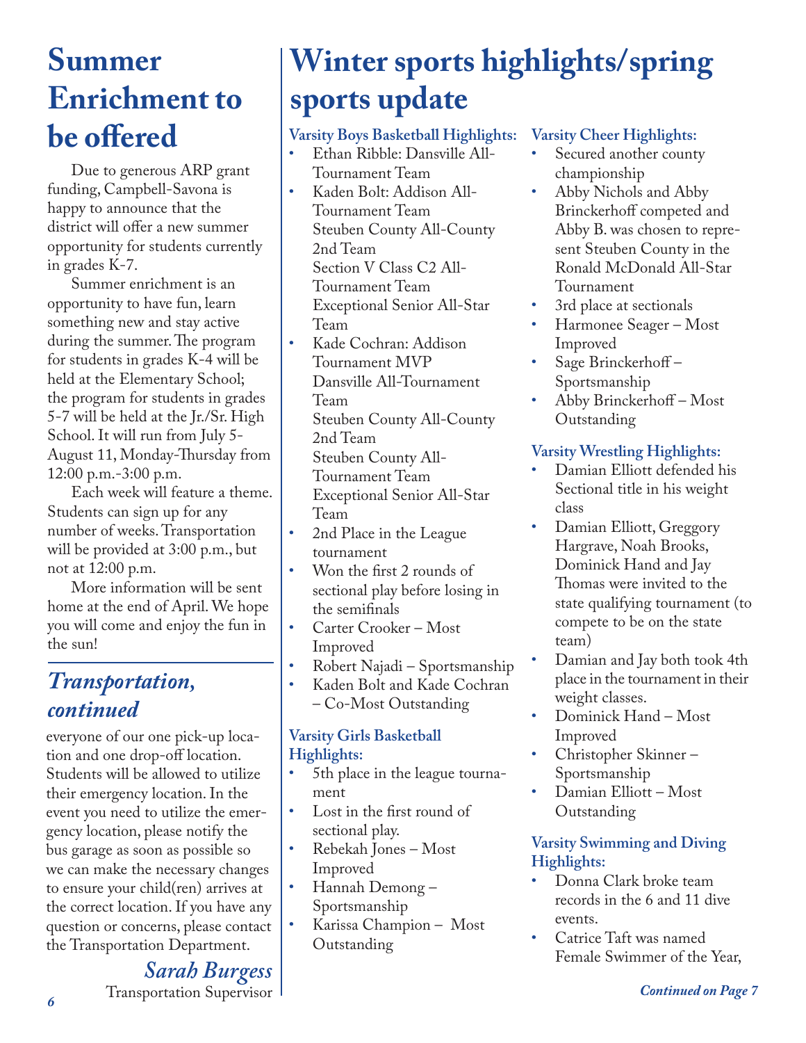# Summer Enrichment to be offered

Due to generous ARP grant funding, Campbell-Savona is happy to announce that the district will offer a new summer opportunity for students currently in grades K-7.

Summer enrichment is an opportunity to have fun, learn something new and stay active during the summer. The program for students in grades K-4 will be held at the Elementary School; the program for students in grades 5-7 will be held at the Jr./Sr. High School. It will run from July 5-August 11, Monday-Thursday from 12:00 p.m.-3:00 p.m.

Each week will feature a theme. Students can sign up for any number of weeks. Transportation will be provided at 3:00 p.m., but not at 12:00 p.m.

More information will be sent home at the end of April. We hope you will come and enjoy the fun in the sun!

## *Transportation, continued*

everyone of our one pick-up location and one drop-off location. Students will be allowed to utilize their emergency location. In the event you need to utilize the emergency location, please notify the bus garage as soon as possible so we can make the necessary changes to ensure your child(ren) arrives at the correct location. If you have any question or concerns, please contact the Transportation Department.

*Sarah Burgess*
Transportation Supervisor

# Winter sports highlights/spring sports update

**Varsity Boys Basketball Highlights:**

- Ethan Ribble: Dansville All-Tournament Team
- Kaden Bolt: Addison All-Tournament Team
  Steuben County All-County 2nd Team
  Section V Class C2 All-Tournament Team
  Exceptional Senior All-Star Team
- Kade Cochran: Addison Tournament MVP
  Dansville All-Tournament Team
  Steuben County All-County 2nd Team
  Steuben County All-Tournament Team
  Exceptional Senior All-Star Team
- 2nd Place in the League tournament
- Won the first 2 rounds of sectional play before losing in the semifinals
- Carter Crooker – Most Improved
- Robert Najadi – Sportsmanship
- Kaden Bolt and Kade Cochran – Co-Most Outstanding

**Varsity Girls Basketball Highlights:**

- 5th place in the league tournament
- Lost in the first round of sectional play.
- Rebekah Jones – Most Improved
- Hannah Demong – Sportsmanship
- Karissa Champion – Most Outstanding

**Varsity Cheer Highlights:**

- Secured another county championship
- Abby Nichols and Abby Brinckerhoff competed and Abby B. was chosen to represent Steuben County in the Ronald McDonald All-Star Tournament
- 3rd place at sectionals
- Harmonee Seager – Most Improved
- Sage Brinckerhoff – Sportsmanship
- Abby Brinckerhoff – Most Outstanding

**Varsity Wrestling Highlights:**

- Damian Elliott defended his Sectional title in his weight class
- Damian Elliott, Greggory Hargrave, Noah Brooks, Dominick Hand and Jay Thomas were invited to the state qualifying tournament (to compete to be on the state team)
- Damian and Jay both took 4th place in the tournament in their weight classes.
- Dominick Hand – Most Improved
- Christopher Skinner – Sportsmanship
- Damian Elliott – Most Outstanding

**Varsity Swimming and Diving Highlights:**

- Donna Clark broke team records in the 6 and 11 dive events.
- Catrice Taft was named Female Swimmer of the Year,

*Continued on Page 7*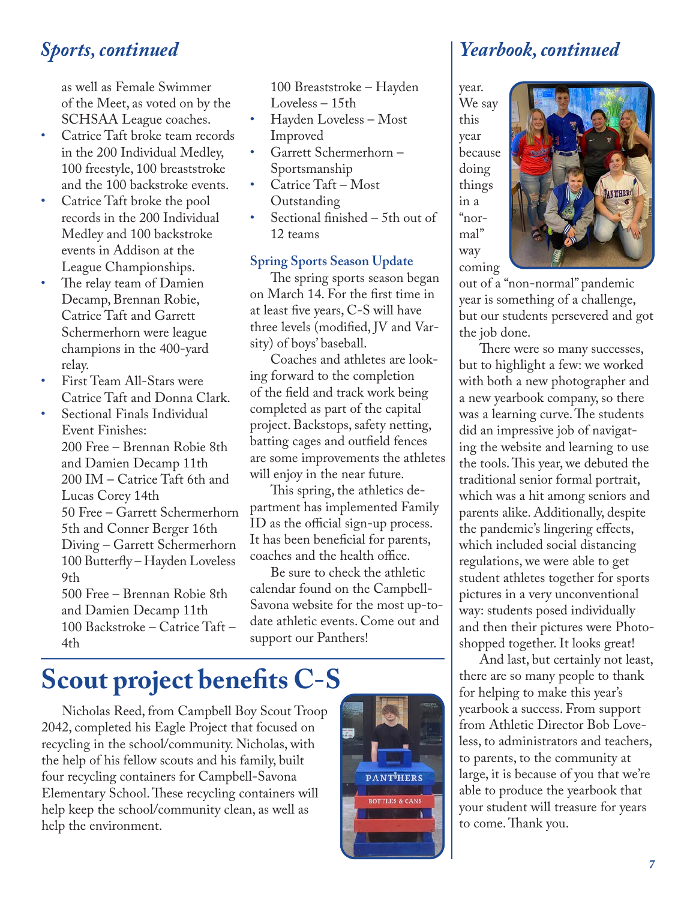## *Sports, continued*

as well as Female Swimmer of the Meet, as voted on by the SCHSAA League coaches.

- Catrice Taft broke team records in the 200 Individual Medley, 100 freestyle, 100 breaststroke and the 100 backstroke events.
- Catrice Taft broke the pool records in the 200 Individual Medley and 100 backstroke events in Addison at the League Championships.
- The relay team of Damien Decamp, Brennan Robie, Catrice Taft and Garrett Schermerhorn were league champions in the 400-yard relay.
- First Team All-Stars were Catrice Taft and Donna Clark.
- Sectional Finals Individual Event Finishes:
  200 Free – Brennan Robie 8th and Damien Decamp 11th
  200 IM – Catrice Taft 6th and Lucas Corey 14th
  50 Free – Garrett Schermerhorn 5th and Conner Berger 16th
  Diving – Garrett Schermerhorn
  100 Butterfly – Hayden Loveless 9th
  500 Free – Brennan Robie 8th and Damien Decamp 11th
  100 Backstroke – Catrice Taft – 4th
  100 Breaststroke – Hayden Loveless – 15th
- Hayden Loveless – Most Improved
- Garrett Schermerhorn – Sportsmanship
- Catrice Taft – Most Outstanding
- Sectional finished – 5th out of 12 teams

**Spring Sports Season Update**

The spring sports season began on March 14. For the first time in at least five years, C-S will have three levels (modified, JV and Varsity) of boys' baseball.

Coaches and athletes are looking forward to the completion of the field and track work being completed as part of the capital project. Backstops, safety netting, batting cages and outfield fences are some improvements the athletes will enjoy in the near future.

This spring, the athletics department has implemented Family ID as the official sign-up process. It has been beneficial for parents, coaches and the health office.

Be sure to check the athletic calendar found on the Campbell-Savona website for the most up-to-date athletic events. Come out and support our Panthers!

# Scout project benefits C-S

Nicholas Reed, from Campbell Boy Scout Troop 2042, completed his Eagle Project that focused on recycling in the school/community. Nicholas, with the help of his fellow scouts and his family, built four recycling containers for Campbell-Savona Elementary School. These recycling containers will help keep the school/community clean, as well as help the environment.

## *Yearbook, continued*

year. We say this year because doing things in a "normal" way coming out of a "non-normal" pandemic year is something of a challenge, but our students persevered and got the job done.

There were so many successes, but to highlight a few: we worked with both a new photographer and a new yearbook company, so there was a learning curve. The students did an impressive job of navigating the website and learning to use the tools. This year, we debuted the traditional senior formal portrait, which was a hit among seniors and parents alike. Additionally, despite the pandemic's lingering effects, which included social distancing regulations, we were able to get student athletes together for sports pictures in a very unconventional way: students posed individually and then their pictures were Photoshopped together. It looks great!

And last, but certainly not least, there are so many people to thank for helping to make this year's yearbook a success. From support from Athletic Director Bob Loveless, to administrators and teachers, to parents, to the community at large, it is because of you that we're able to produce the yearbook that your student will treasure for years to come. Thank you.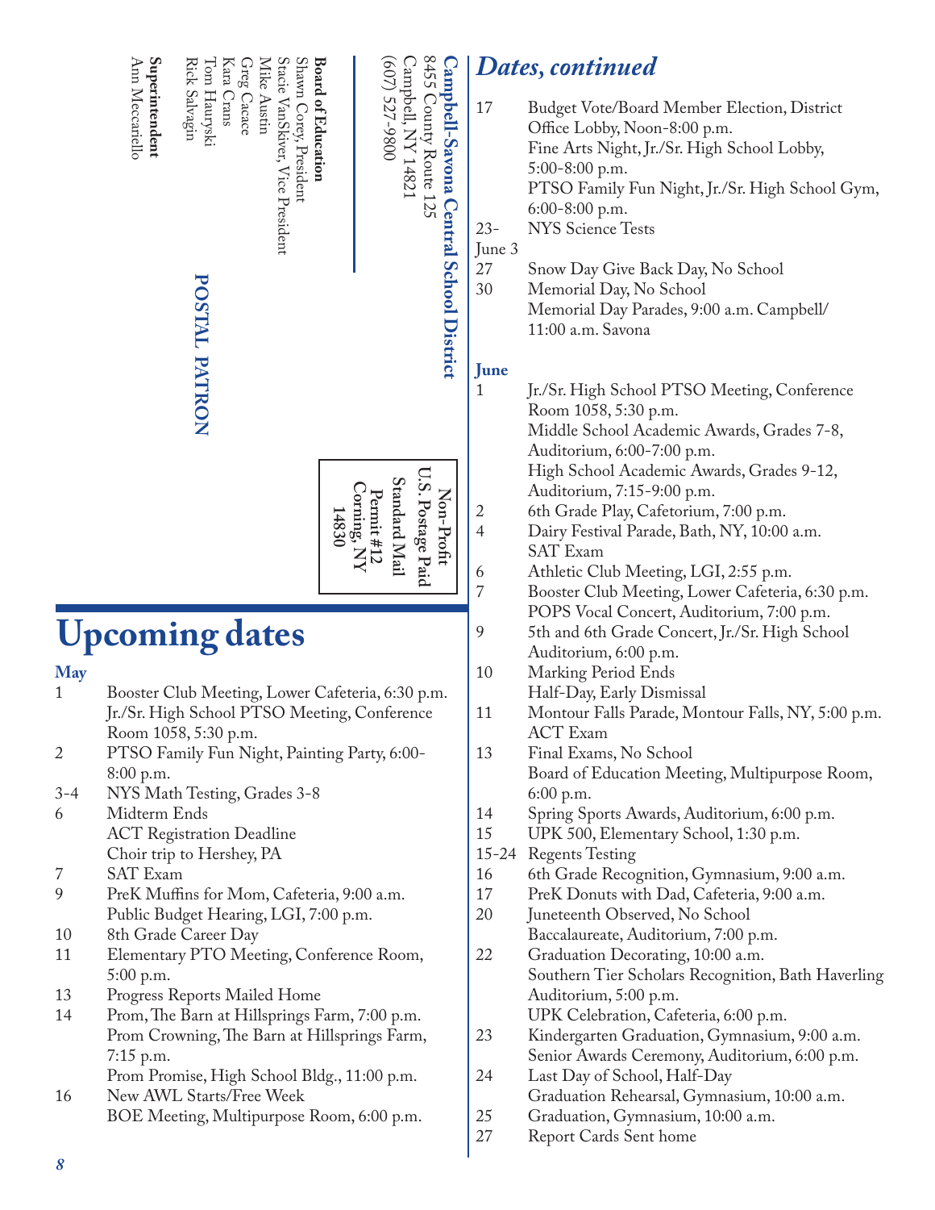**Campbell-Savona Central School District**
8455 County Route 125
Campbell, NY 14821
(607) 527-9800

**Board of Education**
Shawn Corey, President
Stacie VanSkiver, Vice President
Mike Austin
Greg Cacace
Kara Crans
Tom Hauryski
Rick Salvagin

**Superintendent**
Ann Meccariello

Non-Profit
U.S. Postage Paid
Standard Mail
Permit #12
Corning, NY
14830

**POSTAL PATRON**

# Upcoming dates

### May

| | |
|---|---|
| 1 | Booster Club Meeting, Lower Cafeteria, 6:30 p.m.<br>Jr./Sr. High School PTSO Meeting, Conference Room 1058, 5:30 p.m. |
| 2 | PTSO Family Fun Night, Painting Party, 6:00-8:00 p.m. |
| 3-4 | NYS Math Testing, Grades 3-8 |
| 6 | Midterm Ends<br>ACT Registration Deadline<br>Choir trip to Hershey, PA |
| 7 | SAT Exam |
| 9 | PreK Muffins for Mom, Cafeteria, 9:00 a.m.<br>Public Budget Hearing, LGI, 7:00 p.m. |
| 10 | 8th Grade Career Day |
| 11 | Elementary PTO Meeting, Conference Room, 5:00 p.m. |
| 13 | Progress Reports Mailed Home |
| 14 | Prom, The Barn at Hillsprings Farm, 7:00 p.m.<br>Prom Crowning, The Barn at Hillsprings Farm, 7:15 p.m.<br>Prom Promise, High School Bldg., 11:00 p.m. |
| 16 | New AWL Starts/Free Week<br>BOE Meeting, Multipurpose Room, 6:00 p.m. |

## *Dates, continued*

| | |
|---|---|
| 17 | Budget Vote/Board Member Election, District Office Lobby, Noon-8:00 p.m.<br>Fine Arts Night, Jr./Sr. High School Lobby, 5:00-8:00 p.m.<br>PTSO Family Fun Night, Jr./Sr. High School Gym, 6:00-8:00 p.m. |
| 23-June 3 | NYS Science Tests |
| 27 | Snow Day Give Back Day, No School |
| 30 | Memorial Day, No School<br>Memorial Day Parades, 9:00 a.m. Campbell/ 11:00 a.m. Savona |

### June

| | |
|---|---|
| 1 | Jr./Sr. High School PTSO Meeting, Conference Room 1058, 5:30 p.m.<br>Middle School Academic Awards, Grades 7-8, Auditorium, 6:00-7:00 p.m.<br>High School Academic Awards, Grades 9-12, Auditorium, 7:15-9:00 p.m. |
| 2 | 6th Grade Play, Cafetorium, 7:00 p.m. |
| 4 | Dairy Festival Parade, Bath, NY, 10:00 a.m.<br>SAT Exam |
| 6 | Athletic Club Meeting, LGI, 2:55 p.m. |
| 7 | Booster Club Meeting, Lower Cafeteria, 6:30 p.m.<br>POPS Vocal Concert, Auditorium, 7:00 p.m. |
| 9 | 5th and 6th Grade Concert, Jr./Sr. High School Auditorium, 6:00 p.m. |
| 10 | Marking Period Ends<br>Half-Day, Early Dismissal |
| 11 | Montour Falls Parade, Montour Falls, NY, 5:00 p.m.<br>ACT Exam |
| 13 | Final Exams, No School<br>Board of Education Meeting, Multipurpose Room, 6:00 p.m. |
| 14 | Spring Sports Awards, Auditorium, 6:00 p.m. |
| 15 | UPK 500, Elementary School, 1:30 p.m. |
| 15-24 | Regents Testing |
| 16 | 6th Grade Recognition, Gymnasium, 9:00 a.m. |
| 17 | PreK Donuts with Dad, Cafeteria, 9:00 a.m. |
| 20 | Juneteenth Observed, No School<br>Baccalaureate, Auditorium, 7:00 p.m. |
| 22 | Graduation Decorating, 10:00 a.m.<br>Southern Tier Scholars Recognition, Bath Haverling Auditorium, 5:00 p.m.<br>UPK Celebration, Cafeteria, 6:00 p.m. |
| 23 | Kindergarten Graduation, Gymnasium, 9:00 a.m.<br>Senior Awards Ceremony, Auditorium, 6:00 p.m. |
| 24 | Last Day of School, Half-Day<br>Graduation Rehearsal, Gymnasium, 10:00 a.m. |
| 25 | Graduation, Gymnasium, 10:00 a.m. |
| 27 | Report Cards Sent home |